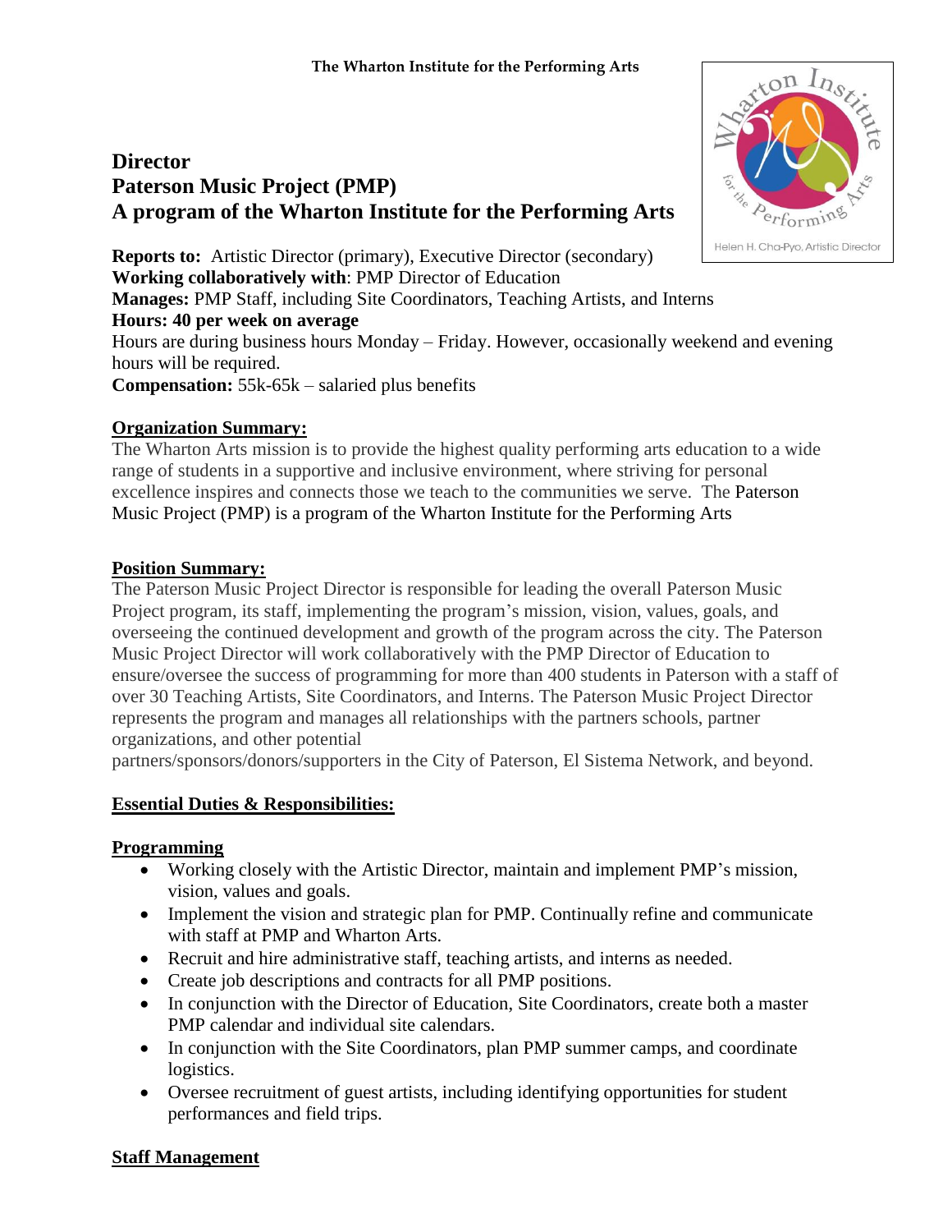The Wharton Institute for the Performing Arts

# Director
# Paterson Music Project (PMP)
# A program of the Wharton Institute for the Performing Arts

**Reports to:** Artistic Director (primary), Executive Director (secondary)
**Working collaboratively with**: PMP Director of Education
**Manages:** PMP Staff, including Site Coordinators, Teaching Artists, and Interns
**Hours: 40 per week on average**
Hours are during business hours Monday – Friday. However, occasionally weekend and evening hours will be required.
**Compensation:** 55k-65k – salaried plus benefits

## Organization Summary:

The Wharton Arts mission is to provide the highest quality performing arts education to a wide range of students in a supportive and inclusive environment, where striving for personal excellence inspires and connects those we teach to the communities we serve. The Paterson Music Project (PMP) is a program of the Wharton Institute for the Performing Arts

## Position Summary:

The Paterson Music Project Director is responsible for leading the overall Paterson Music Project program, its staff, implementing the program's mission, vision, values, goals, and overseeing the continued development and growth of the program across the city. The Paterson Music Project Director will work collaboratively with the PMP Director of Education to ensure/oversee the success of programming for more than 400 students in Paterson with a staff of over 30 Teaching Artists, Site Coordinators, and Interns. The Paterson Music Project Director represents the program and manages all relationships with the partners schools, partner organizations, and other potential partners/sponsors/donors/supporters in the City of Paterson, El Sistema Network, and beyond.

## Essential Duties & Responsibilities:

### Programming

- Working closely with the Artistic Director, maintain and implement PMP's mission, vision, values and goals.
- Implement the vision and strategic plan for PMP. Continually refine and communicate with staff at PMP and Wharton Arts.
- Recruit and hire administrative staff, teaching artists, and interns as needed.
- Create job descriptions and contracts for all PMP positions.
- In conjunction with the Director of Education, Site Coordinators, create both a master PMP calendar and individual site calendars.
- In conjunction with the Site Coordinators, plan PMP summer camps, and coordinate logistics.
- Oversee recruitment of guest artists, including identifying opportunities for student performances and field trips.

### Staff Management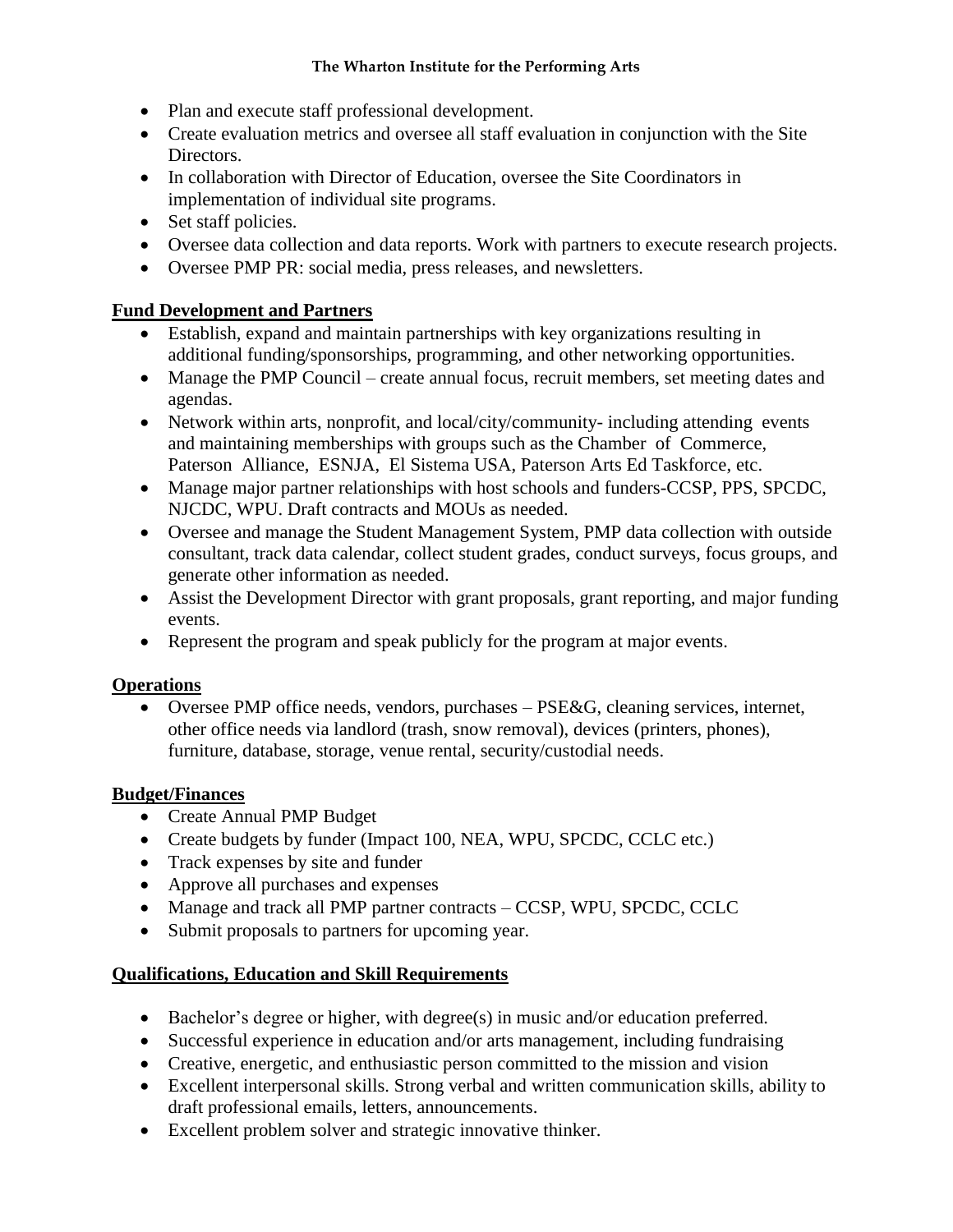- Plan and execute staff professional development.
- Create evaluation metrics and oversee all staff evaluation in conjunction with the Site Directors.
- In collaboration with Director of Education, oversee the Site Coordinators in implementation of individual site programs.
- Set staff policies.
- Oversee data collection and data reports. Work with partners to execute research projects.
- Oversee PMP PR: social media, press releases, and newsletters.

**Fund Development and Partners**

- Establish, expand and maintain partnerships with key organizations resulting in additional funding/sponsorships, programming, and other networking opportunities.
- Manage the PMP Council – create annual focus, recruit members, set meeting dates and agendas.
- Network within arts, nonprofit, and local/city/community- including attending events and maintaining memberships with groups such as the Chamber of Commerce, Paterson Alliance, ESNJA, El Sistema USA, Paterson Arts Ed Taskforce, etc.
- Manage major partner relationships with host schools and funders-CCSP, PPS, SPCDC, NJCDC, WPU. Draft contracts and MOUs as needed.
- Oversee and manage the Student Management System, PMP data collection with outside consultant, track data calendar, collect student grades, conduct surveys, focus groups, and generate other information as needed.
- Assist the Development Director with grant proposals, grant reporting, and major funding events.
- Represent the program and speak publicly for the program at major events.

**Operations**

- Oversee PMP office needs, vendors, purchases – PSE&G, cleaning services, internet, other office needs via landlord (trash, snow removal), devices (printers, phones), furniture, database, storage, venue rental, security/custodial needs.

**Budget/Finances**

- Create Annual PMP Budget
- Create budgets by funder (Impact 100, NEA, WPU, SPCDC, CCLC etc.)
- Track expenses by site and funder
- Approve all purchases and expenses
- Manage and track all PMP partner contracts – CCSP, WPU, SPCDC, CCLC
- Submit proposals to partners for upcoming year.

**Qualifications, Education and Skill Requirements**

- Bachelor's degree or higher, with degree(s) in music and/or education preferred.
- Successful experience in education and/or arts management, including fundraising
- Creative, energetic, and enthusiastic person committed to the mission and vision
- Excellent interpersonal skills. Strong verbal and written communication skills, ability to draft professional emails, letters, announcements.
- Excellent problem solver and strategic innovative thinker.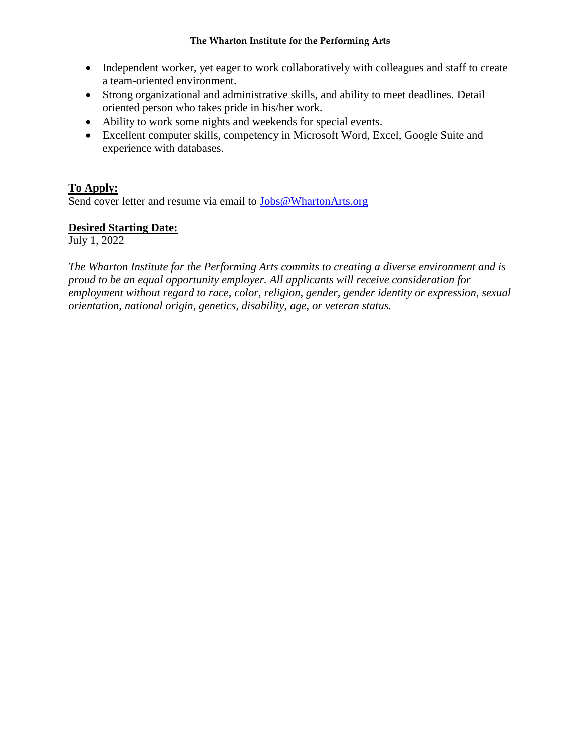- Independent worker, yet eager to work collaboratively with colleagues and staff to create a team-oriented environment.
- Strong organizational and administrative skills, and ability to meet deadlines. Detail oriented person who takes pride in his/her work.
- Ability to work some nights and weekends for special events.
- Excellent computer skills, competency in Microsoft Word, Excel, Google Suite and experience with databases.

**To Apply:**

Send cover letter and resume via email to Jobs@WhartonArts.org

**Desired Starting Date:**

July 1, 2022

*The Wharton Institute for the Performing Arts commits to creating a diverse environment and is proud to be an equal opportunity employer. All applicants will receive consideration for employment without regard to race, color, religion, gender, gender identity or expression, sexual orientation, national origin, genetics, disability, age, or veteran status.*